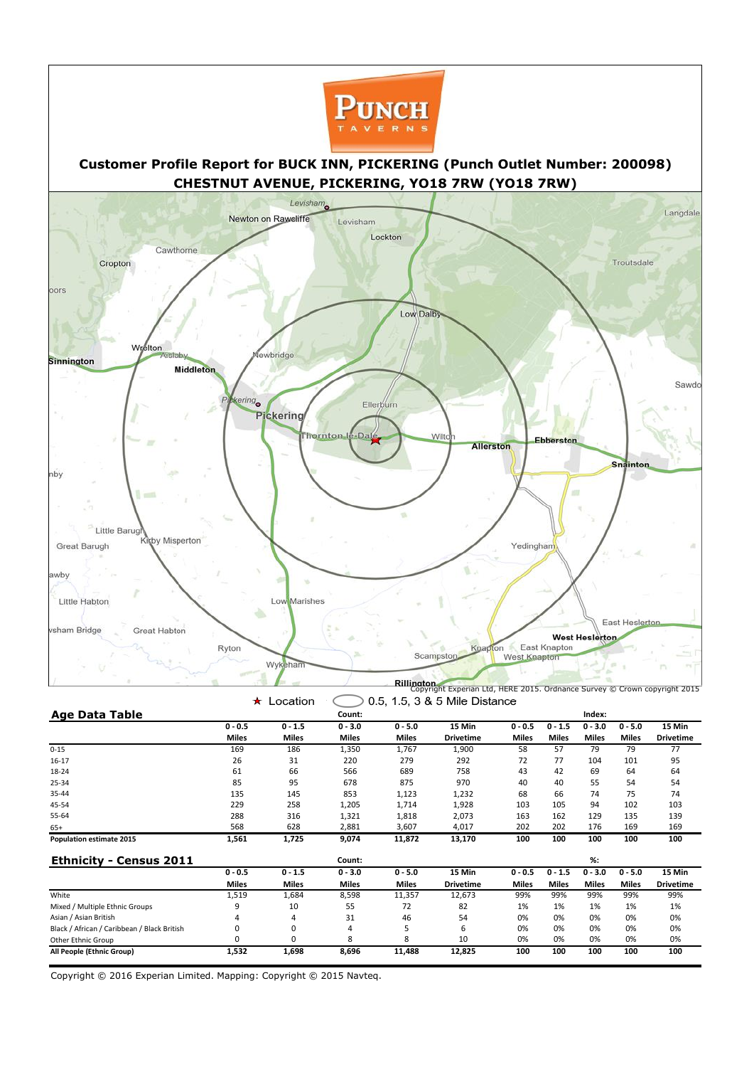PUNCH TAVERNS

# Customer Profile Report for BUCK INN, PICKERING (Punch Outlet Number: 200098)

## CHESTNUT AVENUE, PICKERING, YO18 7RW (YO18 7RW)

Copyright Experian Ltd, HERE 2015. Ordnance Survey © Crown copyright 2015

★ Location ⬭ 0.5, 1.5, 3 & 5 Mile Distance

## Age Data Table

| | Count: | | | | | Index: | | | | |
|---|---|---|---|---|---|---|---|---|---|---|
| | 0 - 0.5 Miles | 0 - 1.5 Miles | 0 - 3.0 Miles | 0 - 5.0 Miles | 15 Min Drivetime | 0 - 0.5 Miles | 0 - 1.5 Miles | 0 - 3.0 Miles | 0 - 5.0 Miles | 15 Min Drivetime |
| 0-15 | 169 | 186 | 1,350 | 1,767 | 1,900 | 58 | 57 | 79 | 79 | 77 |
| 16-17 | 26 | 31 | 220 | 279 | 292 | 72 | 77 | 104 | 101 | 95 |
| 18-24 | 61 | 66 | 566 | 689 | 758 | 43 | 42 | 69 | 64 | 64 |
| 25-34 | 85 | 95 | 678 | 875 | 970 | 40 | 40 | 55 | 54 | 54 |
| 35-44 | 135 | 145 | 853 | 1,123 | 1,232 | 68 | 66 | 74 | 75 | 74 |
| 45-54 | 229 | 258 | 1,205 | 1,714 | 1,928 | 103 | 105 | 94 | 102 | 103 |
| 55-64 | 288 | 316 | 1,321 | 1,818 | 2,073 | 163 | 162 | 129 | 135 | 139 |
| 65+ | 568 | 628 | 2,881 | 3,607 | 4,017 | 202 | 202 | 176 | 169 | 169 |
| **Population estimate 2015** | **1,561** | **1,725** | **9,074** | **11,872** | **13,170** | **100** | **100** | **100** | **100** | **100** |

## Ethnicity - Census 2011

| | Count: | | | | | %: | | | | |
|---|---|---|---|---|---|---|---|---|---|---|
| | 0 - 0.5 Miles | 0 - 1.5 Miles | 0 - 3.0 Miles | 0 - 5.0 Miles | 15 Min Drivetime | 0 - 0.5 Miles | 0 - 1.5 Miles | 0 - 3.0 Miles | 0 - 5.0 Miles | 15 Min Drivetime |
| White | 1,519 | 1,684 | 8,598 | 11,357 | 12,673 | 99% | 99% | 99% | 99% | 99% |
| Mixed / Multiple Ethnic Groups | 9 | 10 | 55 | 72 | 82 | 1% | 1% | 1% | 1% | 1% |
| Asian / Asian British | 4 | 4 | 31 | 46 | 54 | 0% | 0% | 0% | 0% | 0% |
| Black / African / Caribbean / Black British | 0 | 0 | 4 | 5 | 6 | 0% | 0% | 0% | 0% | 0% |
| Other Ethnic Group | 0 | 0 | 8 | 8 | 10 | 0% | 0% | 0% | 0% | 0% |
| **All People (Ethnic Group)** | **1,532** | **1,698** | **8,696** | **11,488** | **12,825** | **100** | **100** | **100** | **100** | **100** |

Copyright © 2016 Experian Limited. Mapping: Copyright © 2015 Navteq.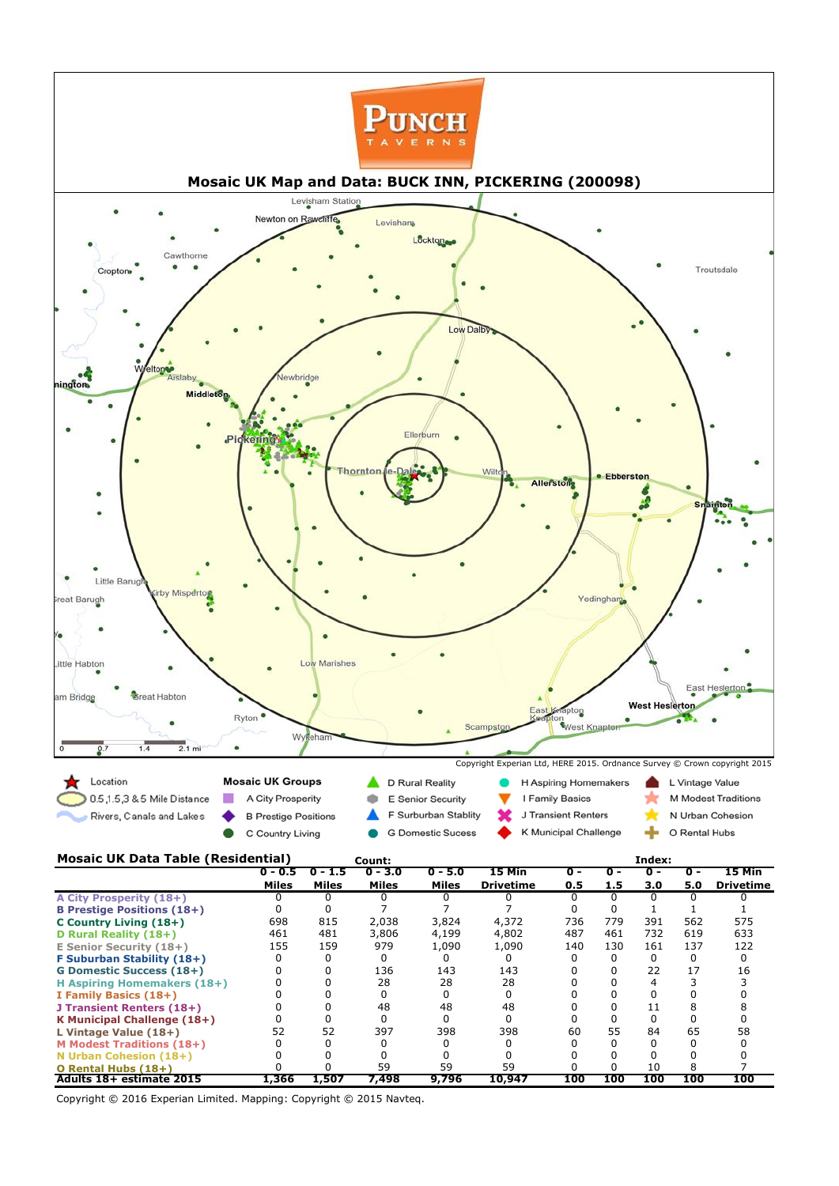PUNCH TAVERNS

## Mosaic UK Map and Data: BUCK INN, PICKERING (200098)

Levisham Station, Newton on Rawcliffe, Levisham, Lockton, Cawthorne, Cropton, Troutsdale, Low Dalby, Wrelton, Aislaby, Newbridge, Middleton, Pickering, Ellerburn, Thornton-le-Dale, Wilton, Allerston, Ebberston, Snainton, Little Barugh, Great Barugh, Kirby Misperton, Yedingham, Little Habton, Low Marishes, East Heslerton, West Heslerton, Great Habton, Ryton, Wykeham, Scampston, East Knapton, West Knapton

0 0.7 1.4 2.1 mi

Copyright Experian Ltd, HERE 2015. Ordnance Survey © Crown copyright 2015

Location
0.5,1.5,3 & 5 Mile Distance
Rivers, Canals and Lakes

**Mosaic UK Groups**

- A City Prosperity
- B Pretige Positions
- C Country Living
- D Rural Reality
- E Senior Security
- F Surburban Stablity
- G Domestic Sucess
- H Aspiring Homemakers
- I Family Basics
- J Transient Renters
- K Municipal Challenge
- L Vintage Value
- M Modest Traditions
- N Urban Cohesion
- O Rental Hubs

### Mosaic UK Data Table (Residential)

| | Count: 0 - 0.5 Miles | 0 - 1.5 Miles | 0 - 3.0 Miles | 0 - 5.0 Miles | 15 Min Drivetime | Index: 0 - 0.5 | 0 - 1.5 | 0 - 3.0 | 0 - 5.0 | 15 Min Drivetime |
|---|---|---|---|---|---|---|---|---|---|---|
| A City Prosperity (18+) | 0 | 0 | 0 | 0 | 0 | 0 | 0 | 0 | 0 | 0 |
| B Prestige Positions (18+) | 0 | 0 | 7 | 7 | 7 | 0 | 0 | 1 | 1 | 1 |
| C Country Living (18+) | 698 | 815 | 2,038 | 3,824 | 4,372 | 736 | 779 | 391 | 562 | 575 |
| D Rural Reality (18+) | 461 | 481 | 3,806 | 4,199 | 4,802 | 487 | 461 | 732 | 619 | 633 |
| E Senior Security (18+) | 155 | 159 | 979 | 1,090 | 1,090 | 140 | 130 | 161 | 137 | 122 |
| F Suburban Stability (18+) | 0 | 0 | 0 | 0 | 0 | 0 | 0 | 0 | 0 | 0 |
| G Domestic Success (18+) | 0 | 0 | 136 | 143 | 143 | 0 | 0 | 22 | 17 | 16 |
| H Aspiring Homemakers (18+) | 0 | 0 | 28 | 28 | 28 | 0 | 0 | 4 | 3 | 3 |
| I Family Basics (18+) | 0 | 0 | 0 | 0 | 0 | 0 | 0 | 0 | 0 | 0 |
| J Transient Renters (18+) | 0 | 0 | 48 | 48 | 48 | 0 | 0 | 11 | 8 | 8 |
| K Municipal Challenge (18+) | 0 | 0 | 0 | 0 | 0 | 0 | 0 | 0 | 0 | 0 |
| L Vintage Value (18+) | 52 | 52 | 397 | 398 | 398 | 60 | 55 | 84 | 65 | 58 |
| M Modest Traditions (18+) | 0 | 0 | 0 | 0 | 0 | 0 | 0 | 0 | 0 | 0 |
| N Urban Cohesion (18+) | 0 | 0 | 0 | 0 | 0 | 0 | 0 | 0 | 0 | 0 |
| O Rental Hubs (18+) | 0 | 0 | 59 | 59 | 59 | 0 | 0 | 10 | 8 | 7 |
| **Adults 18+ estimate 2015** | **1,366** | **1,507** | **7,498** | **9,796** | **10,947** | **100** | **100** | **100** | **100** | **100** |

Copyright © 2016 Experian Limited. Mapping: Copyright © 2015 Navteq.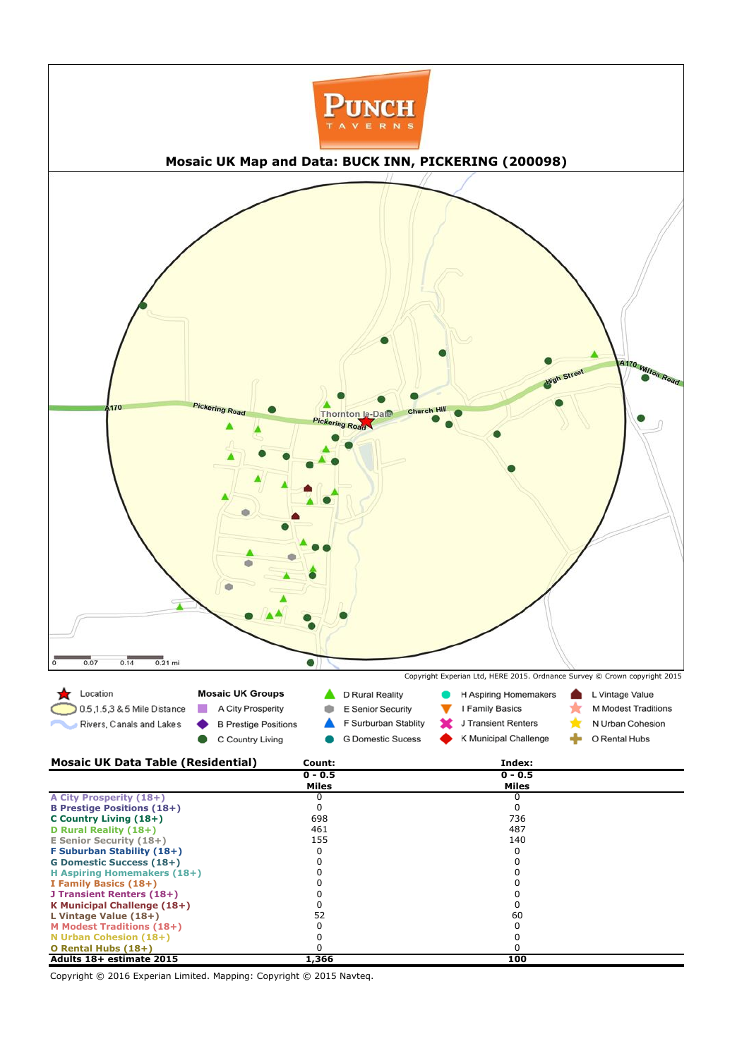PUNCH
TAVERNS

## Mosaic UK Map and Data: BUCK INN, PICKERING (200098)

A170 Pickering Road · Thornton le-Dale · Pickering Road · Church Hill · High Street · A170 Wilton Road

0 · 0.07 · 0.14 · 0.21 mi

Copyright Experian Ltd, HERE 2015. Ordnance Survey © Crown copyright 2015

Location
0.5,1.5,3 & 5 Mile Distance
Rivers, Canals and Lakes

**Mosaic UK Groups**

- A City Prosperity
- B Prestige Positions
- C Country Living
- D Rural Reality
- E Senior Security
- F Surburban Stablity
- G Domestic Sucess
- H Aspiring Homemakers
- I Family Basics
- J Transient Renters
- K Municipal Challenge
- L Vintage Value
- M Modest Traditions
- N Urban Cohesion
- O Rental Hubs

| Mosaic UK Data Table (Residential) | Count: 0 - 0.5 Miles | Index: 0 - 0.5 Miles |
|---|---|---|
| A City Prosperity (18+) | 0 | 0 |
| B Prestige Positions (18+) | 0 | 0 |
| C Country Living (18+) | 698 | 736 |
| D Rural Reality (18+) | 461 | 487 |
| E Senior Security (18+) | 155 | 140 |
| F Suburban Stability (18+) | 0 | 0 |
| G Domestic Success (18+) | 0 | 0 |
| H Aspiring Homemakers (18+) | 0 | 0 |
| I Family Basics (18+) | 0 | 0 |
| J Transient Renters (18+) | 0 | 0 |
| K Municipal Challenge (18+) | 0 | 0 |
| L Vintage Value (18+) | 52 | 60 |
| M Modest Traditions (18+) | 0 | 0 |
| N Urban Cohesion (18+) | 0 | 0 |
| O Rental Hubs (18+) | 0 | 0 |
| **Adults 18+ estimate 2015** | **1,366** | **100** |

Copyright © 2016 Experian Limited. Mapping: Copyright © 2015 Navteq.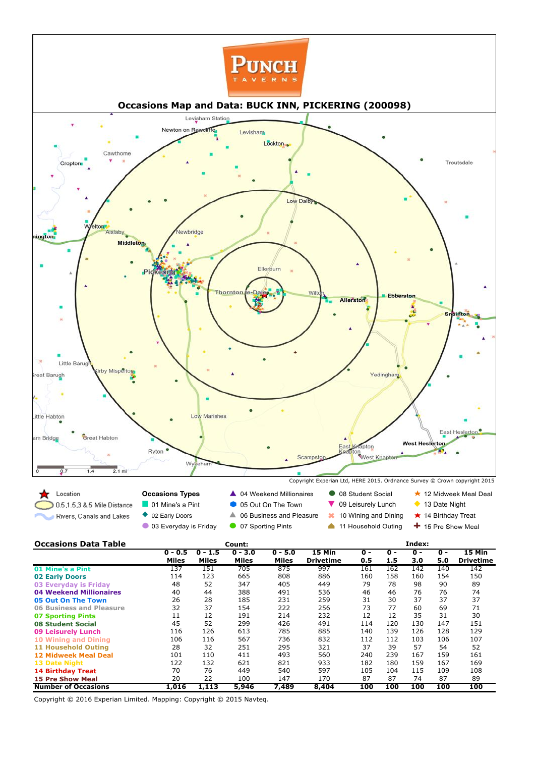PUNCH TAVERNS

# Occasions Map and Data: BUCK INN, PICKERING (200098)

Levisham Station, Newton on Rawcliffe, Levisham, Lockton, Cawthorne, Cropton, Troutsdale, Low Dalby, Wrelton, Aislaby, Newbridge, Middleton, Pickering, Ellerburn, Thornton-le-Dale, Wilton, Allerston, Ebberston, Snainton, Little Barugh, Kirby Misperton, Great Barugh, Yedingham, Little Habton, Low Marishes, Great Habton, East Heslerton, West Heslerton, Ryton, East Knapton, Knapton, West Knapton, Scampston, Wykeham

0 0.7 1.4 2.1 mi

Copyright Experian Ltd, HERE 2015. Ordnance Survey © Crown copyright 2015

- Location
- 0.5,1.5,3 & 5 Mile Distance
- Rivers, Canals and Lakes

**Occasions Types**

- 01 Mine's a Pint
- 02 Early Doors
- 03 Everyday is Friday
- 04 Weekend Millionaires
- 05 Out On The Town
- 06 Business and Pleasure
- 07 Sporting Pints
- 08 Student Social
- 09 Leisurely Lunch
- 10 Wining and Dining
- 11 Household Outing
- 12 Midweek Meal Deal
- 13 Date Night
- 14 Birthday Treat
- 15 Pre Show Meal

## Occasions Data Table

| | Count: | | | | | Index: | | | | |
|---|---|---|---|---|---|---|---|---|---|---|
| | 0 - 0.5 Miles | 0 - 1.5 Miles | 0 - 3.0 Miles | 0 - 5.0 Miles | 15 Min Drivetime | 0 - 0.5 | 0 - 1.5 | 0 - 3.0 | 0 - 5.0 | 15 Min Drivetime |
| **01 Mine's a Pint** | 137 | 151 | 705 | 875 | 997 | 161 | 162 | 142 | 140 | 142 |
| **02 Early Doors** | 114 | 123 | 665 | 808 | 886 | 160 | 158 | 160 | 154 | 150 |
| **03 Everyday is Friday** | 48 | 52 | 347 | 405 | 449 | 79 | 78 | 98 | 90 | 89 |
| **04 Weekend Millionaires** | 40 | 44 | 388 | 491 | 536 | 46 | 46 | 76 | 76 | 74 |
| **05 Out On The Town** | 26 | 28 | 185 | 231 | 259 | 31 | 30 | 37 | 37 | 37 |
| **06 Business and Pleasure** | 32 | 37 | 154 | 222 | 256 | 73 | 77 | 60 | 69 | 71 |
| **07 Sporting Pints** | 11 | 12 | 191 | 214 | 232 | 12 | 12 | 35 | 31 | 30 |
| **08 Student Social** | 45 | 52 | 299 | 426 | 491 | 114 | 120 | 130 | 147 | 151 |
| **09 Leisurely Lunch** | 116 | 126 | 613 | 785 | 885 | 140 | 139 | 126 | 128 | 129 |
| **10 Wining and Dining** | 106 | 116 | 567 | 736 | 832 | 112 | 112 | 103 | 106 | 107 |
| **11 Household Outing** | 28 | 32 | 251 | 295 | 321 | 37 | 39 | 57 | 54 | 52 |
| **12 Midweek Meal Deal** | 101 | 110 | 411 | 493 | 560 | 240 | 239 | 167 | 159 | 161 |
| **13 Date Night** | 122 | 132 | 621 | 821 | 933 | 182 | 180 | 159 | 167 | 169 |
| **14 Birthday Treat** | 70 | 76 | 449 | 540 | 597 | 105 | 104 | 115 | 109 | 108 |
| **15 Pre Show Meal** | 20 | 22 | 100 | 147 | 170 | 87 | 87 | 74 | 87 | 89 |
| **Number of Occasions** | **1,016** | **1,113** | **5,946** | **7,489** | **8,404** | **100** | **100** | **100** | **100** | **100** |

Copyright © 2016 Experian Limited. Mapping: Copyright © 2015 Navteq.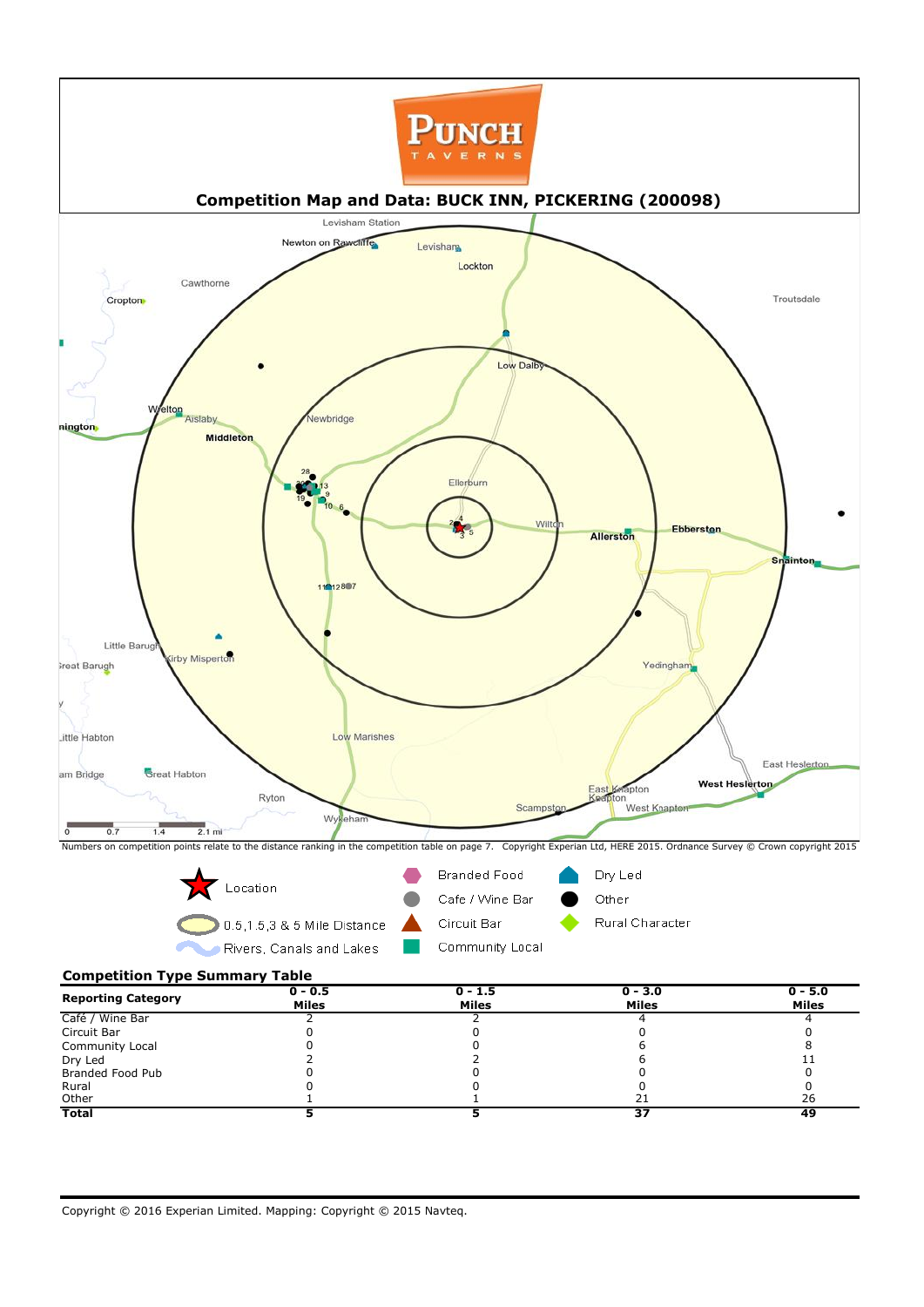PUNCH TAVERNS

## Competition Map and Data: BUCK INN, PICKERING (200098)

Numbers on competition points relate to the distance ranking in the competition table on page 7. Copyright Experian Ltd, HERE 2015. Ordnance Survey © Crown copyright 2015

Location | 0.5,1,1.5,3 & 5 Mile Distance | Rivers, Canals and Lakes | Branded Food | Cafe / Wine Bar | Circuit Bar | Community Local | Dry Led | Other | Rural Character

### Competition Type Summary Table

| Reporting Category | 0 - 0.5 Miles | 0 - 1.5 Miles | 0 - 3.0 Miles | 0 - 5.0 Miles |
|---|---|---|---|---|
| Café / Wine Bar | 2 | 2 | 4 | 4 |
| Circuit Bar | 0 | 0 | 0 | 0 |
| Community Local | 0 | 0 | 6 | 8 |
| Dry Led | 2 | 2 | 6 | 11 |
| Branded Food Pub | 0 | 0 | 0 | 0 |
| Rural | 0 | 0 | 0 | 0 |
| Other | 1 | 1 | 21 | 26 |
| **Total** | **5** | **5** | **37** | **49** |

Copyright © 2016 Experian Limited. Mapping: Copyright © 2015 Navteq.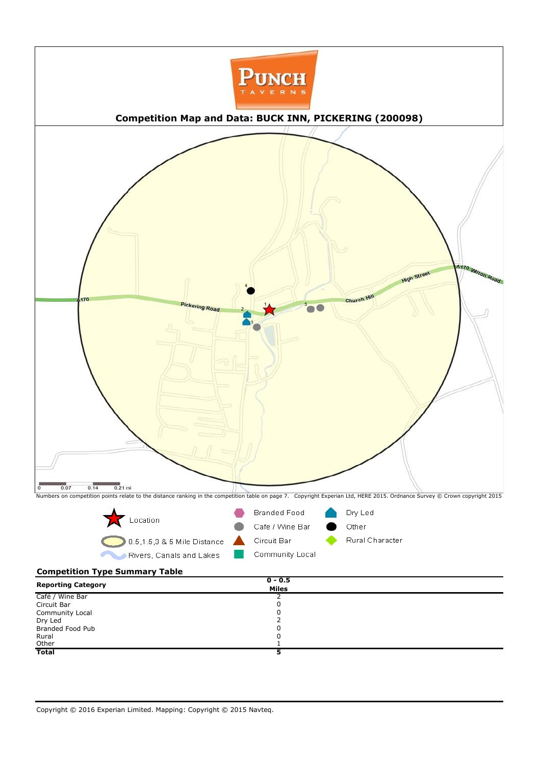PUNCH TAVERNS

## Competition Map and Data: BUCK INN, PICKERING (200098)

Numbers on competition points relate to the distance ranking in the competition table on page 7. Copyright Experian Ltd, HERE 2015. Ordnance Survey © Crown copyright 2015

Location
0.5,1.5,3 & 5 Mile Distance
Rivers, Canals and Lakes
Branded Food
Cafe / Wine Bar
Circuit Bar
Community Local
Dry Led
Other
Rural Character

### Competition Type Summary Table

| Reporting Category | 0 - 0.5 Miles |
|---|---|
| Café / Wine Bar | 2 |
| Circuit Bar | 0 |
| Community Local | 0 |
| Dry Led | 2 |
| Branded Food Pub | 0 |
| Rural | 0 |
| Other | 1 |
| **Total** | **5** |

Copyright © 2016 Experian Limited. Mapping: Copyright © 2015 Navteq.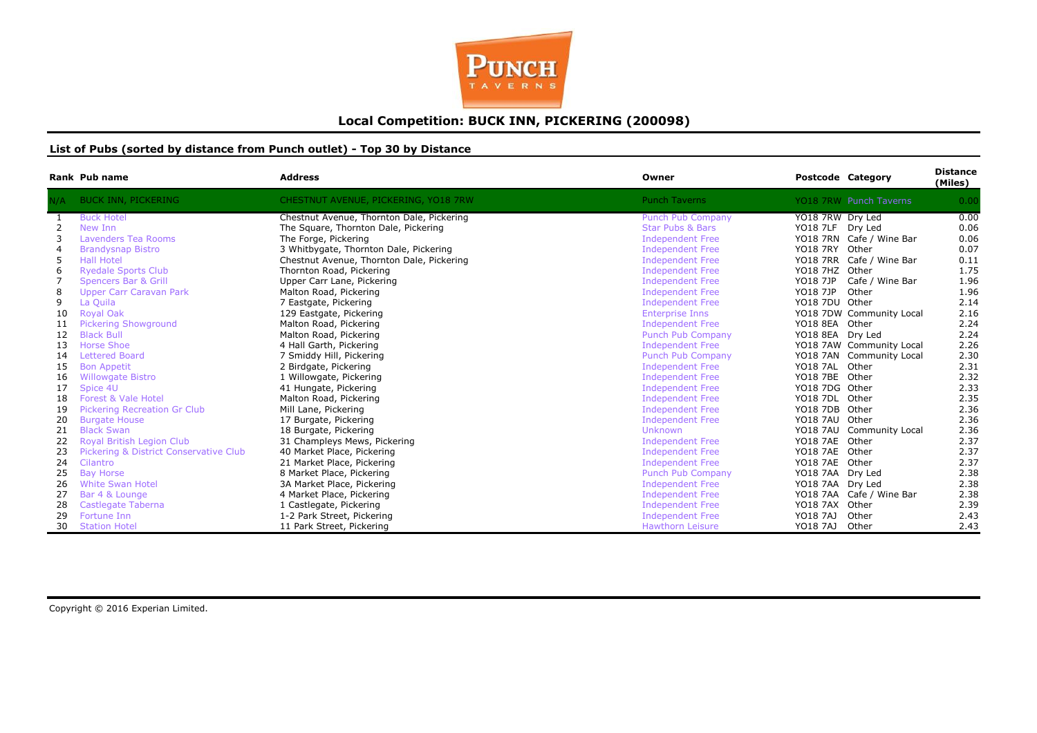PUNCH TAVERNS

# Local Competition: BUCK INN, PICKERING (200098)

## List of Pubs (sorted by distance from Punch outlet) - Top 30 by Distance

| Rank | Pub name | Address | Owner | Postcode | Category | Distance (Miles) |
|---|---|---|---|---|---|---|
| N/A | BUCK INN, PICKERING | CHESTNUT AVENUE, PICKERING, YO18 7RW | Punch Taverns | YO18 7RW | Punch Taverns | 0.00 |
| 1 | Buck Hotel | Chestnut Avenue, Thornton Dale, Pickering | Punch Pub Company | YO18 7RW | Dry Led | 0.00 |
| 2 | New Inn | The Square, Thornton Dale, Pickering | Star Pubs & Bars | YO18 7LF | Dry Led | 0.06 |
| 3 | Lavenders Tea Rooms | The Forge, Pickering | Independent Free | YO18 7RN | Cafe / Wine Bar | 0.06 |
| 4 | Brandysnap Bistro | 3 Whitbygate, Thornton Dale, Pickering | Independent Free | YO18 7RY | Other | 0.07 |
| 5 | Hall Hotel | Chestnut Avenue, Thornton Dale, Pickering | Independent Free | YO18 7RR | Cafe / Wine Bar | 0.11 |
| 6 | Ryedale Sports Club | Thornton Road, Pickering | Independent Free | YO18 7HZ | Other | 1.75 |
| 7 | Spencers Bar & Grill | Upper Carr Lane, Pickering | Independent Free | YO18 7JP | Cafe / Wine Bar | 1.96 |
| 8 | Upper Carr Caravan Park | Malton Road, Pickering | Independent Free | YO18 7JP | Other | 1.96 |
| 9 | La Quila | 7 Eastgate, Pickering | Independent Free | YO18 7DU | Other | 2.14 |
| 10 | Royal Oak | 129 Eastgate, Pickering | Enterprise Inns | YO18 7DW | Community Local | 2.16 |
| 11 | Pickering Showground | Malton Road, Pickering | Independent Free | YO18 8EA | Other | 2.24 |
| 12 | Black Bull | Malton Road, Pickering | Punch Pub Company | YO18 8EA | Dry Led | 2.24 |
| 13 | Horse Shoe | 4 Hall Garth, Pickering | Independent Free | YO18 7AW | Community Local | 2.26 |
| 14 | Lettered Board | 7 Smiddy Hill, Pickering | Punch Pub Company | YO18 7AN | Community Local | 2.30 |
| 15 | Bon Appetit | 2 Birdgate, Pickering | Independent Free | YO18 7AL | Other | 2.31 |
| 16 | Willowgate Bistro | 1 Willowgate, Pickering | Independent Free | YO18 7BE | Other | 2.32 |
| 17 | Spice 4U | 41 Hungate, Pickering | Independent Free | YO18 7DG | Other | 2.33 |
| 18 | Forest & Vale Hotel | Malton Road, Pickering | Independent Free | YO18 7DL | Other | 2.35 |
| 19 | Pickering Recreation Gr Club | Mill Lane, Pickering | Independent Free | YO18 7DB | Other | 2.36 |
| 20 | Burgate House | 17 Burgate, Pickering | Independent Free | YO18 7AU | Other | 2.36 |
| 21 | Black Swan | 18 Burgate, Pickering | Unknown | YO18 7AU | Community Local | 2.36 |
| 22 | Royal British Legion Club | 31 Champleys Mews, Pickering | Independent Free | YO18 7AE | Other | 2.37 |
| 23 | Pickering & District Conservative Club | 40 Market Place, Pickering | Independent Free | YO18 7AE | Other | 2.37 |
| 24 | Cilantro | 21 Market Place, Pickering | Independent Free | YO18 7AE | Other | 2.37 |
| 25 | Bay Horse | 8 Market Place, Pickering | Punch Pub Company | YO18 7AA | Dry Led | 2.38 |
| 26 | White Swan Hotel | 3A Market Place, Pickering | Independent Free | YO18 7AA | Dry Led | 2.38 |
| 27 | Bar 4 & Lounge | 4 Market Place, Pickering | Independent Free | YO18 7AA | Cafe / Wine Bar | 2.38 |
| 28 | Castlegate Taberna | 1 Castlegate, Pickering | Independent Free | YO18 7AX | Other | 2.39 |
| 29 | Fortune Inn | 1-2 Park Street, Pickering | Independent Free | YO18 7AJ | Other | 2.43 |
| 30 | Station Hotel | 11 Park Street, Pickering | Hawthorn Leisure | YO18 7AJ | Other | 2.43 |

Copyright © 2016 Experian Limited.